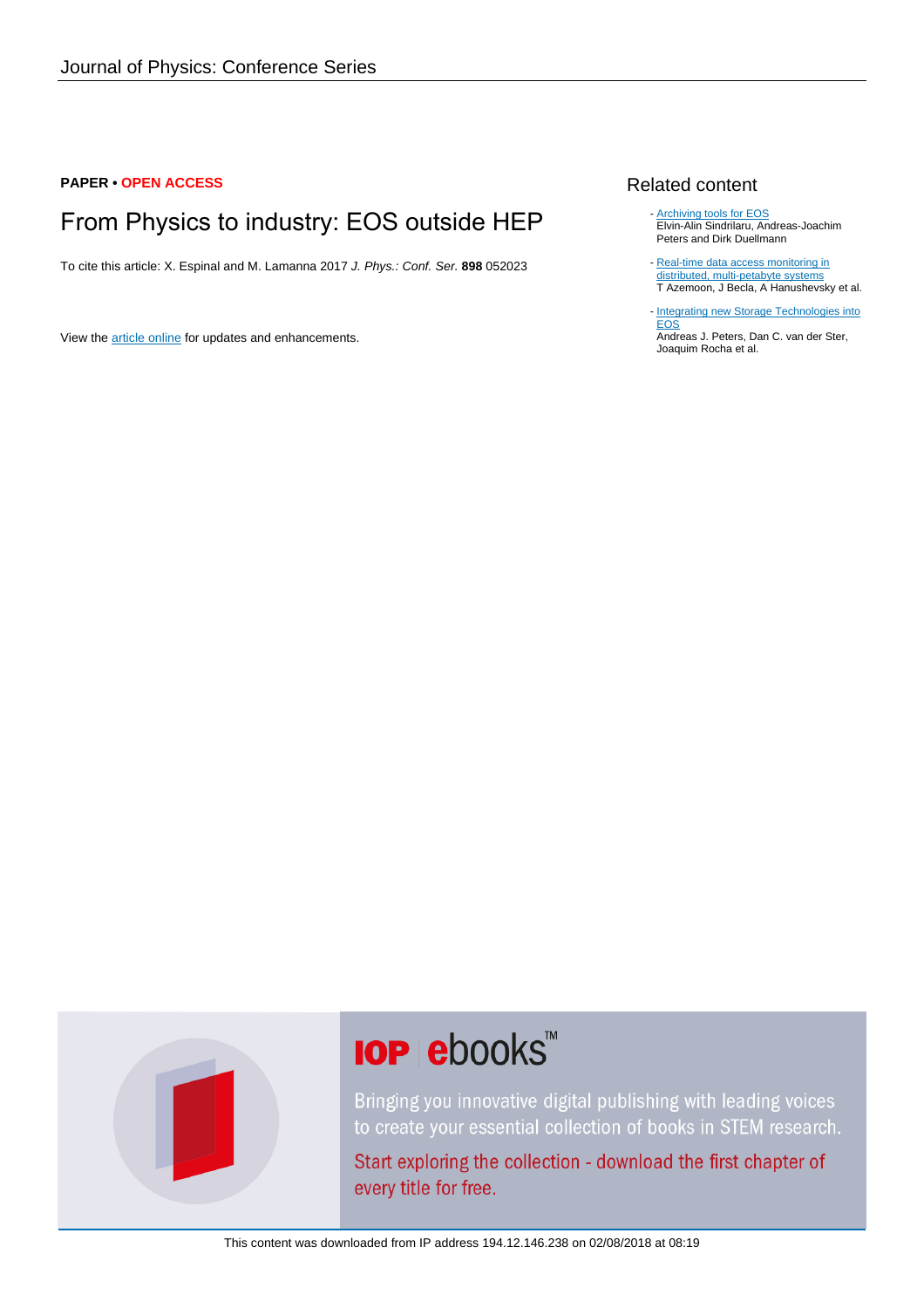**PAPER • OPEN ACCESS**

# From Physics to industry: EOS outside HEP

To cite this article: X. Espinal and M. Lamanna 2017 *J. Phys.: Conf. Ser.* **898** 052023

View the article online for updates and enhancements.

## Related content

- Archiving tools for EOS
  Elvin-Alin Sindrilaru, Andreas-Joachim Peters and Dirk Duellmann
- Real-time data access monitoring in distributed, multi-petabyte systems
  T Azemoon, J Becla, A Hanushevsky et al.
- Integrating new Storage Technologies into EOS
  Andreas J. Peters, Dan C. van der Ster, Joaquim Rocha et al.

**IOP ebooks™**

Bringing you innovative digital publishing with leading voices to create your essential collection of books in STEM research.

Start exploring the collection - download the first chapter of every title for free.

This content was downloaded from IP address 194.12.146.238 on 02/08/2018 at 08:19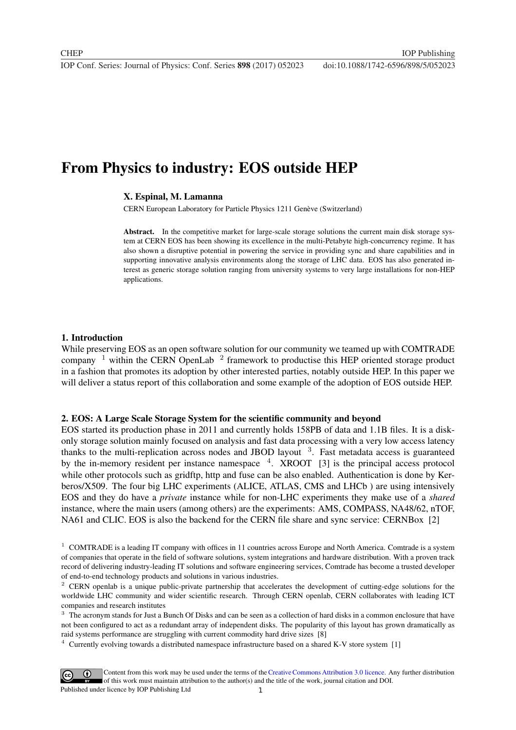# From Physics to industry: EOS outside HEP

**X. Espinal, M. Lamanna**

CERN European Laboratory for Particle Physics 1211 Genève (Switzerland)

**Abstract.** In the competitive market for large-scale storage solutions the current main disk storage system at CERN EOS has been showing its excellence in the multi-Petabyte high-concurrency regime. It has also shown a disruptive potential in powering the service in providing sync and share capabilities and in supporting innovative analysis environments along the storage of LHC data. EOS has also generated interest as generic storage solution ranging from university systems to very large installations for non-HEP applications.

## 1. Introduction

While preserving EOS as an open software solution for our community we teamed up with COMTRADE company [1] within the CERN OpenLab [2] framework to productise this HEP oriented storage product in a fashion that promotes its adoption by other interested parties, notably outside HEP. In this paper we will deliver a status report of this collaboration and some example of the adoption of EOS outside HEP.

## 2. EOS: A Large Scale Storage System for the scientific community and beyond

EOS started its production phase in 2011 and currently holds 158PB of data and 1.1B files. It is a disk-only storage solution mainly focused on analysis and fast data processing with a very low access latency thanks to the multi-replication across nodes and JBOD layout [3]. Fast metadata access is guaranteed by the in-memory resident per instance namespace [4]. XROOT [3] is the principal access protocol while other protocols such as gridftp, http and fuse can be also enabled. Authentication is done by Kerberos/X509. The four big LHC experiments (ALICE, ATLAS, CMS and LHCb ) are using intensively EOS and they do have a *private* instance while for non-LHC experiments they make use of a *shared* instance, where the main users (among others) are the experiments: AMS, COMPASS, NA48/62, nTOF, NA61 and CLIC. EOS is also the backend for the CERN file share and sync service: CERNBox [2]

[1] COMTRADE is a leading IT company with offices in 11 countries across Europe and North America. Comtrade is a system of companies that operate in the field of software solutions, system integrations and hardware distribution. With a proven track record of delivering industry-leading IT solutions and software engineering services, Comtrade has become a trusted developer of end-to-end technology products and solutions in various industries.

[2] CERN openlab is a unique public-private partnership that accelerates the development of cutting-edge solutions for the worldwide LHC community and wider scientific research. Through CERN openlab, CERN collaborates with leading ICT companies and research institutes

[3] The acronym stands for Just a Bunch Of Disks and can be seen as a collection of hard disks in a common enclosure that have not been configured to act as a redundant array of independent disks. The popularity of this layout has grown dramatically as raid systems performance are struggling with current commodity hard drive sizes [8]

[4] Currently evolving towards a distributed namespace infrastructure based on a shared K-V store system [1]

Content from this work may be used under the terms of the Creative Commons Attribution 3.0 licence. Any further distribution of this work must maintain attribution to the author(s) and the title of the work, journal citation and DOI.
Published under licence by IOP Publishing Ltd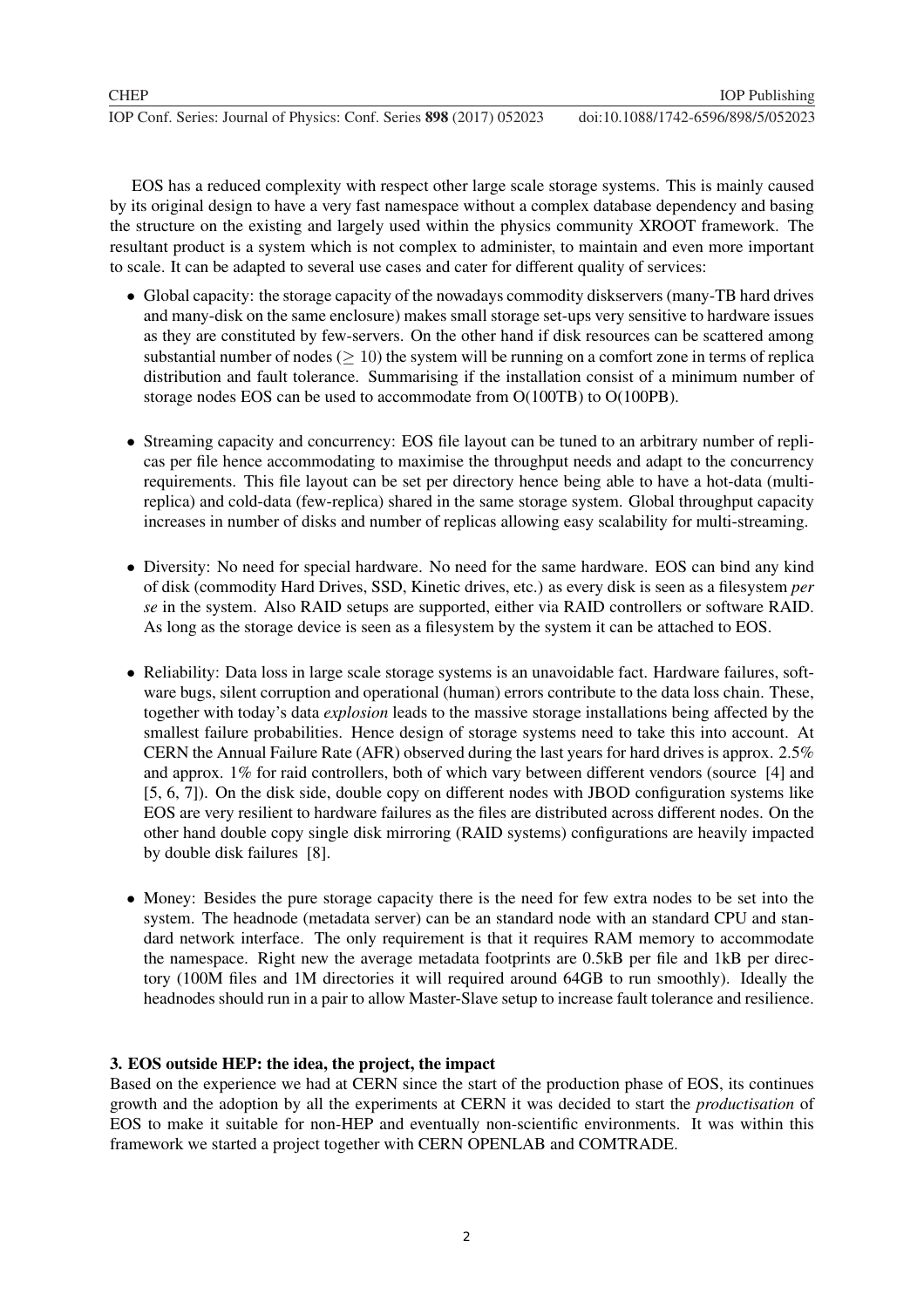EOS has a reduced complexity with respect other large scale storage systems. This is mainly caused by its original design to have a very fast namespace without a complex database dependency and basing the structure on the existing and largely used within the physics community XROOT framework. The resultant product is a system which is not complex to administer, to maintain and even more important to scale. It can be adapted to several use cases and cater for different quality of services:

- Global capacity: the storage capacity of the nowadays commodity diskservers (many-TB hard drives and many-disk on the same enclosure) makes small storage set-ups very sensitive to hardware issues as they are constituted by few-servers. On the other hand if disk resources can be scattered among substantial number of nodes ($\geq 10$) the system will be running on a comfort zone in terms of replica distribution and fault tolerance. Summarising if the installation consist of a minimum number of storage nodes EOS can be used to accommodate from O(100TB) to O(100PB).

- Streaming capacity and concurrency: EOS file layout can be tuned to an arbitrary number of replicas per file hence accommodating to maximise the throughput needs and adapt to the concurrency requirements. This file layout can be set per directory hence being able to have a hot-data (multi-replica) and cold-data (few-replica) shared in the same storage system. Global throughput capacity increases in number of disks and number of replicas allowing easy scalability for multi-streaming.

- Diversity: No need for special hardware. No need for the same hardware. EOS can bind any kind of disk (commodity Hard Drives, SSD, Kinetic drives, etc.) as every disk is seen as a filesystem *per se* in the system. Also RAID setups are supported, either via RAID controllers or software RAID. As long as the storage device is seen as a filesystem by the system it can be attached to EOS.

- Reliability: Data loss in large scale storage systems is an unavoidable fact. Hardware failures, software bugs, silent corruption and operational (human) errors contribute to the data loss chain. These, together with today's data *explosion* leads to the massive storage installations being affected by the smallest failure probabilities. Hence design of storage systems need to take this into account. At CERN the Annual Failure Rate (AFR) observed during the last years for hard drives is approx. 2.5% and approx. 1% for raid controllers, both of which vary between different vendors (source [4] and [5, 6, 7]). On the disk side, double copy on different nodes with JBOD configuration systems like EOS are very resilient to hardware failures as the files are distributed across different nodes. On the other hand double copy single disk mirroring (RAID systems) configurations are heavily impacted by double disk failures [8].

- Money: Besides the pure storage capacity there is the need for few extra nodes to be set into the system. The headnode (metadata server) can be an standard node with an standard CPU and standard network interface. The only requirement is that it requires RAM memory to accommodate the namespace. Right new the average metadata footprints are 0.5kB per file and 1kB per directory (100M files and 1M directories it will required around 64GB to run smoothly). Ideally the headnodes should run in a pair to allow Master-Slave setup to increase fault tolerance and resilience.

## 3. EOS outside HEP: the idea, the project, the impact

Based on the experience we had at CERN since the start of the production phase of EOS, its continues growth and the adoption by all the experiments at CERN it was decided to start the *productisation* of EOS to make it suitable for non-HEP and eventually non-scientific environments. It was within this framework we started a project together with CERN OPENLAB and COMTRADE.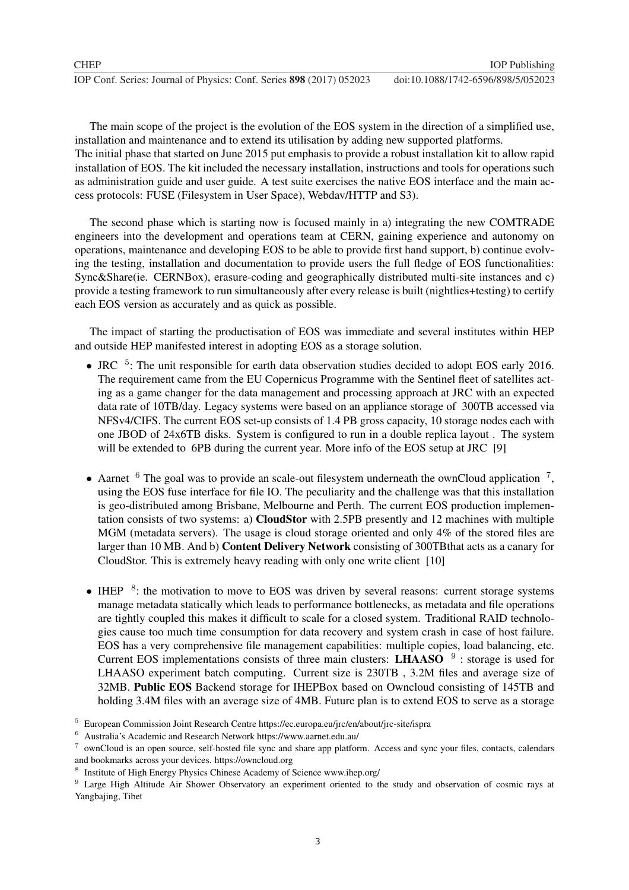The main scope of the project is the evolution of the EOS system in the direction of a simplified use, installation and maintenance and to extend its utilisation by adding new supported platforms.
The initial phase that started on June 2015 put emphasis to provide a robust installation kit to allow rapid installation of EOS. The kit included the necessary installation, instructions and tools for operations such as administration guide and user guide. A test suite exercises the native EOS interface and the main access protocols: FUSE (Filesystem in User Space), Webdav/HTTP and S3).

The second phase which is starting now is focused mainly in a) integrating the new COMTRADE engineers into the development and operations team at CERN, gaining experience and autonomy on operations, maintenance and developing EOS to be able to provide first hand support, b) continue evolving the testing, installation and documentation to provide users the full fledge of EOS functionalities: Sync&Share(ie. CERNBox), erasure-coding and geographically distributed multi-site instances and c) provide a testing framework to run simultaneously after every release is built (nightlies+testing) to certify each EOS version as accurately and as quick as possible.

The impact of starting the productisation of EOS was immediate and several institutes within HEP and outside HEP manifested interest in adopting EOS as a storage solution.

- JRC [5]: The unit responsible for earth data observation studies decided to adopt EOS early 2016. The requirement came from the EU Copernicus Programme with the Sentinel fleet of satellites acting as a game changer for the data management and processing approach at JRC with an expected data rate of 10TB/day. Legacy systems were based on an appliance storage of 300TB accessed via NFSv4/CIFS. The current EOS set-up consists of 1.4 PB gross capacity, 10 storage nodes each with one JBOD of 24x6TB disks. System is configured to run in a double replica layout . The system will be extended to 6PB during the current year. More info of the EOS setup at JRC [9]

- Aarnet [6] The goal was to provide an scale-out filesystem underneath the ownCloud application [7], using the EOS fuse interface for file IO. The peculiarity and the challenge was that this installation is geo-distributed among Brisbane, Melbourne and Perth. The current EOS production implementation consists of two systems: a) **CloudStor** with 2.5PB presently and 12 machines with multiple MGM (metadata servers). The usage is cloud storage oriented and only 4% of the stored files are larger than 10 MB. And b) **Content Delivery Network** consisting of 300TBthat acts as a canary for CloudStor. This is extremely heavy reading with only one write client [10]

- IHEP [8]: the motivation to move to EOS was driven by several reasons: current storage systems manage metadata statically which leads to performance bottlenecks, as metadata and file operations are tightly coupled this makes it difficult to scale for a closed system. Traditional RAID technologies cause too much time consumption for data recovery and system crash in case of host failure. EOS has a very comprehensive file management capabilities: multiple copies, load balancing, etc. Current EOS implementations consists of three main clusters: **LHAASO** [9] : storage is used for LHAASO experiment batch computing. Current size is 230TB , 3.2M files and average size of 32MB. **Public EOS** Backend storage for IHEPBox based on Owncloud consisting of 145TB and holding 3.4M files with an average size of 4MB. Future plan is to extend EOS to serve as a storage

[5] European Commission Joint Research Centre https://ec.europa.eu/jrc/en/about/jrc-site/ispra

[6] Australia's Academic and Research Network https://www.aarnet.edu.au/

[7] ownCloud is an open source, self-hosted file sync and share app platform. Access and sync your files, contacts, calendars and bookmarks across your devices. https://owncloud.org

[8] Institute of High Energy Physics Chinese Academy of Science www.ihep.org/

[9] Large High Altitude Air Shower Observatory an experiment oriented to the study and observation of cosmic rays at Yangbajing, Tibet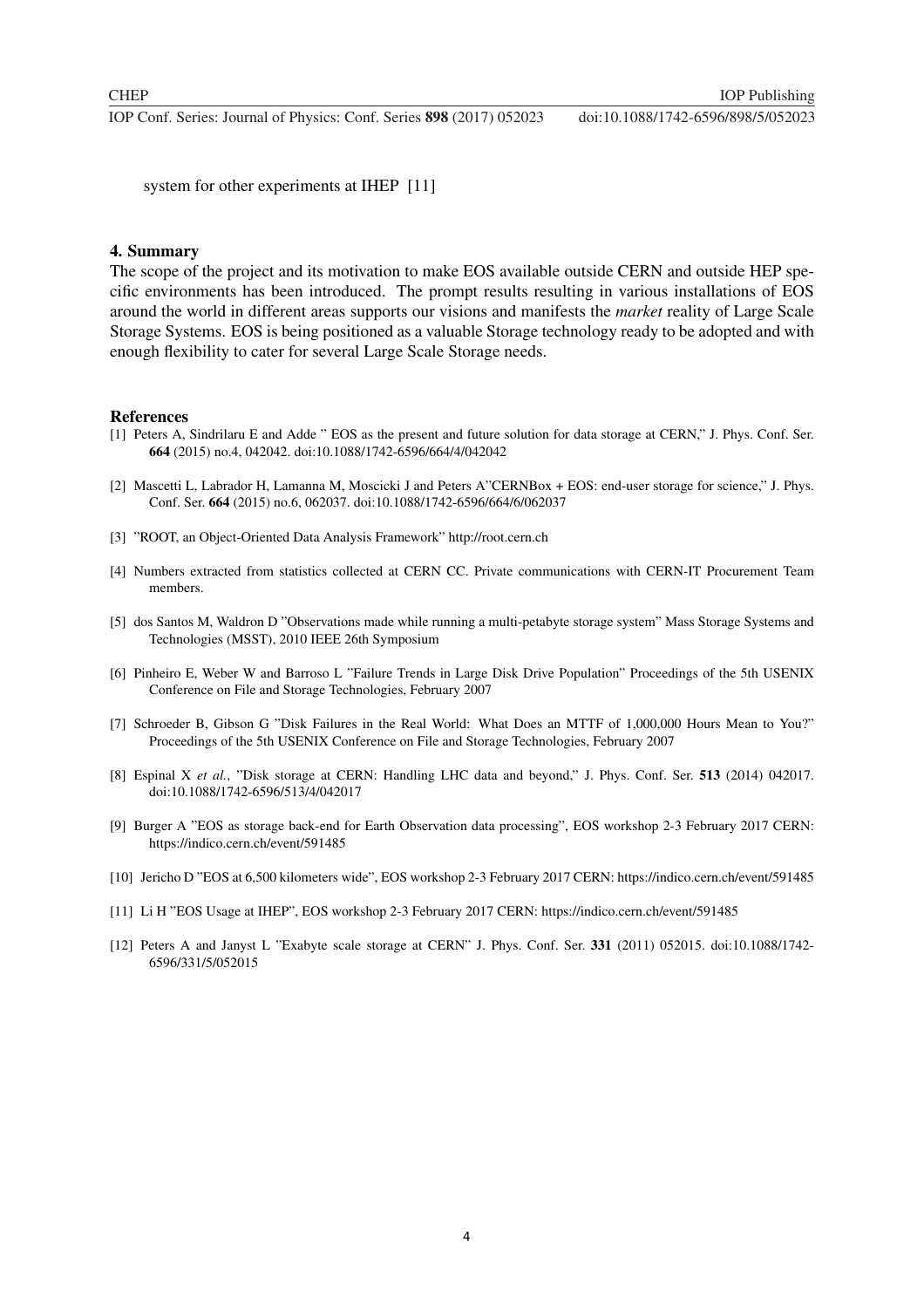system for other experiments at IHEP [11]

## 4. Summary

The scope of the project and its motivation to make EOS available outside CERN and outside HEP specific environments has been introduced. The prompt results resulting in various installations of EOS around the world in different areas supports our visions and manifests the *market* reality of Large Scale Storage Systems. EOS is being positioned as a valuable Storage technology ready to be adopted and with enough flexibility to cater for several Large Scale Storage needs.

## References

[1] Peters A, Sindrilaru E and Adde " EOS as the present and future solution for data storage at CERN," J. Phys. Conf. Ser. **664** (2015) no.4, 042042. doi:10.1088/1742-6596/664/4/042042

[2] Mascetti L, Labrador H, Lamanna M, Moscicki J and Peters A"CERNBox + EOS: end-user storage for science," J. Phys. Conf. Ser. **664** (2015) no.6, 062037. doi:10.1088/1742-6596/664/6/062037

[3] "ROOT, an Object-Oriented Data Analysis Framework" http://root.cern.ch

[4] Numbers extracted from statistics collected at CERN CC. Private communications with CERN-IT Procurement Team members.

[5] dos Santos M, Waldron D "Observations made while running a multi-petabyte storage system" Mass Storage Systems and Technologies (MSST), 2010 IEEE 26th Symposium

[6] Pinheiro E, Weber W and Barroso L "Failure Trends in Large Disk Drive Population" Proceedings of the 5th USENIX Conference on File and Storage Technologies, February 2007

[7] Schroeder B, Gibson G "Disk Failures in the Real World: What Does an MTTF of 1,000,000 Hours Mean to You?" Proceedings of the 5th USENIX Conference on File and Storage Technologies, February 2007

[8] Espinal X *et al.*, "Disk storage at CERN: Handling LHC data and beyond," J. Phys. Conf. Ser. **513** (2014) 042017. doi:10.1088/1742-6596/513/4/042017

[9] Burger A "EOS as storage back-end for Earth Observation data processing", EOS workshop 2-3 February 2017 CERN: https://indico.cern.ch/event/591485

[10] Jericho D "EOS at 6,500 kilometers wide", EOS workshop 2-3 February 2017 CERN: https://indico.cern.ch/event/591485

[11] Li H "EOS Usage at IHEP", EOS workshop 2-3 February 2017 CERN: https://indico.cern.ch/event/591485

[12] Peters A and Janyst L "Exabyte scale storage at CERN" J. Phys. Conf. Ser. **331** (2011) 052015. doi:10.1088/1742-6596/331/5/052015